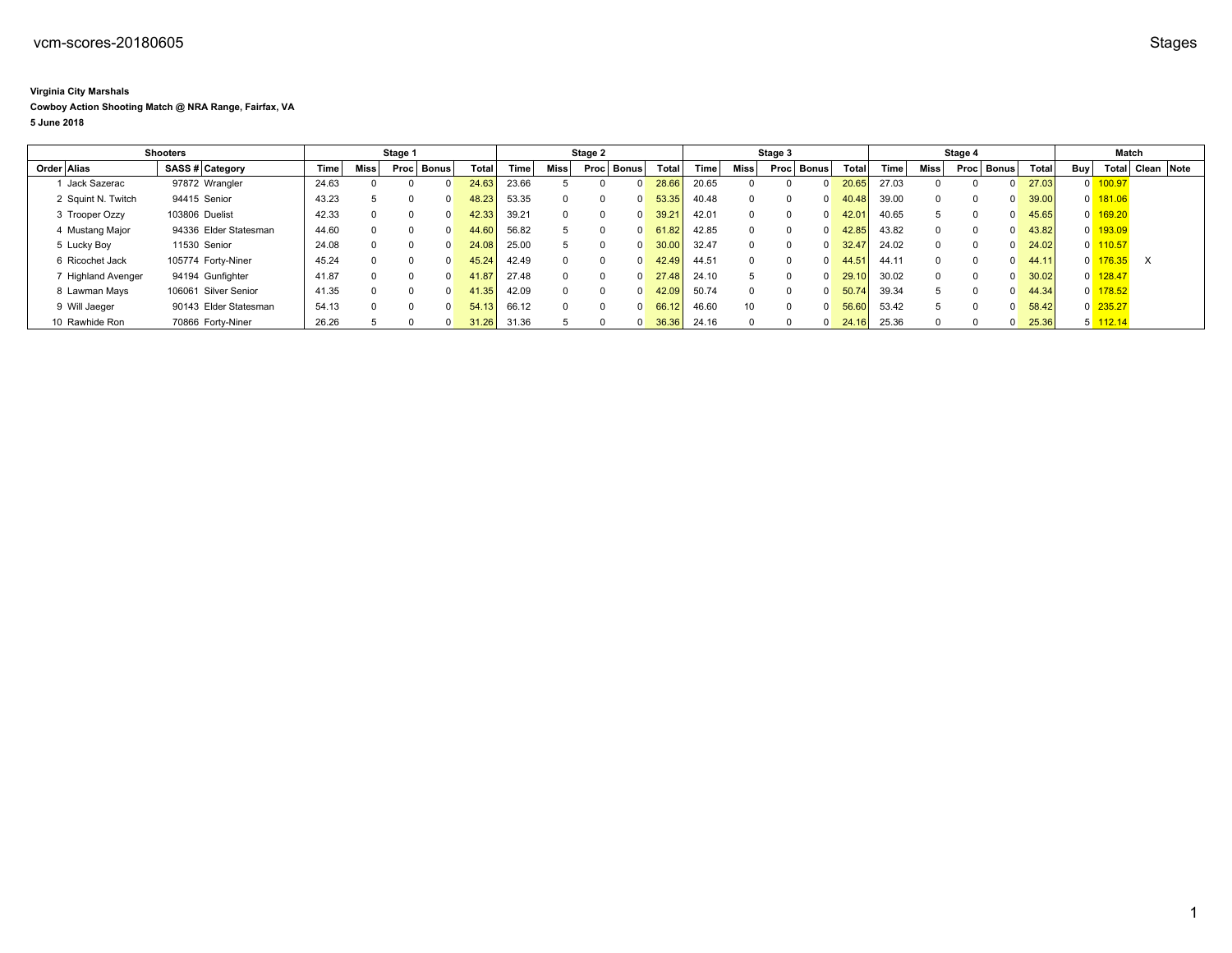**Virginia City Marshals**

**Cowboy Action Shooting Match @ NRA Range, Fairfax, VA**

**5 June 2018**

| Shooters | | | | Stage 1 | | | | | Stage 2 | | | | | Stage 3 | | | | | Stage 4 | | | | | Match | | | |
|---|---|---|---|---|---|---|---|---|---|---|---|---|---|---|---|---|---|---|---|---|---|---|---|---|---|---|---|
| Order | Alias | SASS # | Category | Time | Miss | Proc | Bonus | Total | Time | Miss | Proc | Bonus | Total | Time | Miss | Proc | Bonus | Total | Time | Miss | Proc | Bonus | Total | Buy | Total | Clean | Note |
| 1 | Jack Sazerac | 97872 | Wrangler | 24.63 | 0 | 0 | 0 | 24.63 | 23.66 | 5 | 0 | 0 | 28.66 | 20.65 | 0 | 0 | 0 | 20.65 | 27.03 | 0 | 0 | 0 | 27.03 | 0 | 100.97 | | |
| 2 | Squint N. Twitch | 94415 | Senior | 43.23 | 5 | 0 | 0 | 48.23 | 53.35 | 0 | 0 | 0 | 53.35 | 40.48 | 0 | 0 | 0 | 40.48 | 39.00 | 0 | 0 | 0 | 39.00 | 0 | 181.06 | | |
| 3 | Trooper Ozzy | 103806 | Duelist | 42.33 | 0 | 0 | 0 | 42.33 | 39.21 | 0 | 0 | 0 | 39.21 | 42.01 | 0 | 0 | 0 | 42.01 | 40.65 | 5 | 0 | 0 | 45.65 | 0 | 169.20 | | |
| 4 | Mustang Major | 94336 | Elder Statesman | 44.60 | 0 | 0 | 0 | 44.60 | 56.82 | 5 | 0 | 0 | 61.82 | 42.85 | 0 | 0 | 0 | 42.85 | 43.82 | 0 | 0 | 0 | 43.82 | 0 | 193.09 | | |
| 5 | Lucky Boy | 11530 | Senior | 24.08 | 0 | 0 | 0 | 24.08 | 25.00 | 5 | 0 | 0 | 30.00 | 32.47 | 0 | 0 | 0 | 32.47 | 24.02 | 0 | 0 | 0 | 24.02 | 0 | 110.57 | | |
| 6 | Ricochet Jack | 105774 | Forty-Niner | 45.24 | 0 | 0 | 0 | 45.24 | 42.49 | 0 | 0 | 0 | 42.49 | 44.51 | 0 | 0 | 0 | 44.51 | 44.11 | 0 | 0 | 0 | 44.11 | 0 | 176.35 | X | |
| 7 | Highland Avenger | 94194 | Gunfighter | 41.87 | 0 | 0 | 0 | 41.87 | 27.48 | 0 | 0 | 0 | 27.48 | 24.10 | 5 | 0 | 0 | 29.10 | 30.02 | 0 | 0 | 0 | 30.02 | 0 | 128.47 | | |
| 8 | Lawman Mays | 106061 | Silver Senior | 41.35 | 0 | 0 | 0 | 41.35 | 42.09 | 0 | 0 | 0 | 42.09 | 50.74 | 0 | 0 | 0 | 50.74 | 39.34 | 5 | 0 | 0 | 44.34 | 0 | 178.52 | | |
| 9 | Will Jaeger | 90143 | Elder Statesman | 54.13 | 0 | 0 | 0 | 54.13 | 66.12 | 0 | 0 | 0 | 66.12 | 46.60 | 10 | 0 | 0 | 56.60 | 53.42 | 5 | 0 | 0 | 58.42 | 0 | 235.27 | | |
| 10 | Rawhide Ron | 70866 | Forty-Niner | 26.26 | 5 | 0 | 0 | 31.26 | 31.36 | 5 | 0 | 0 | 36.36 | 24.16 | 0 | 0 | 0 | 24.16 | 25.36 | 0 | 0 | 0 | 25.36 | 5 | 112.14 | | |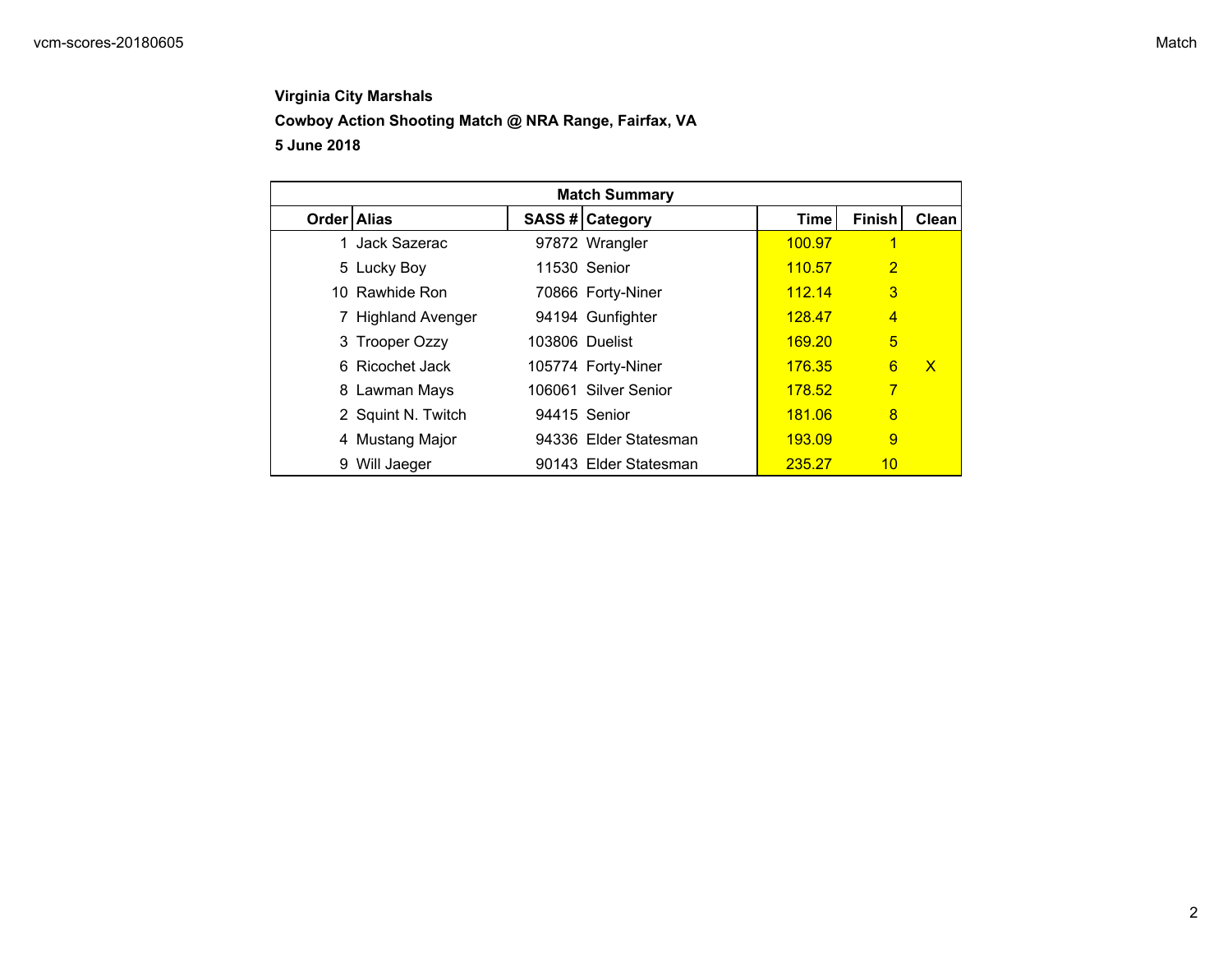**Virginia City Marshals**

**Cowboy Action Shooting Match @ NRA Range, Fairfax, VA**

**5 June 2018**

| Match Summary | | | | | | |
|---|---|---|---|---|---|---|
| **Order** | **Alias** | **SASS #** | **Category** | **Time** | **Finish** | **Clean** |
| 1 | Jack Sazerac | 97872 | Wrangler | 100.97 | 1 | |
| 5 | Lucky Boy | 11530 | Senior | 110.57 | 2 | |
| 10 | Rawhide Ron | 70866 | Forty-Niner | 112.14 | 3 | |
| 7 | Highland Avenger | 94194 | Gunfighter | 128.47 | 4 | |
| 3 | Trooper Ozzy | 103806 | Duelist | 169.20 | 5 | |
| 6 | Ricochet Jack | 105774 | Forty-Niner | 176.35 | 6 | X |
| 8 | Lawman Mays | 106061 | Silver Senior | 178.52 | 7 | |
| 2 | Squint N. Twitch | 94415 | Senior | 181.06 | 8 | |
| 4 | Mustang Major | 94336 | Elder Statesman | 193.09 | 9 | |
| 9 | Will Jaeger | 90143 | Elder Statesman | 235.27 | 10 | |